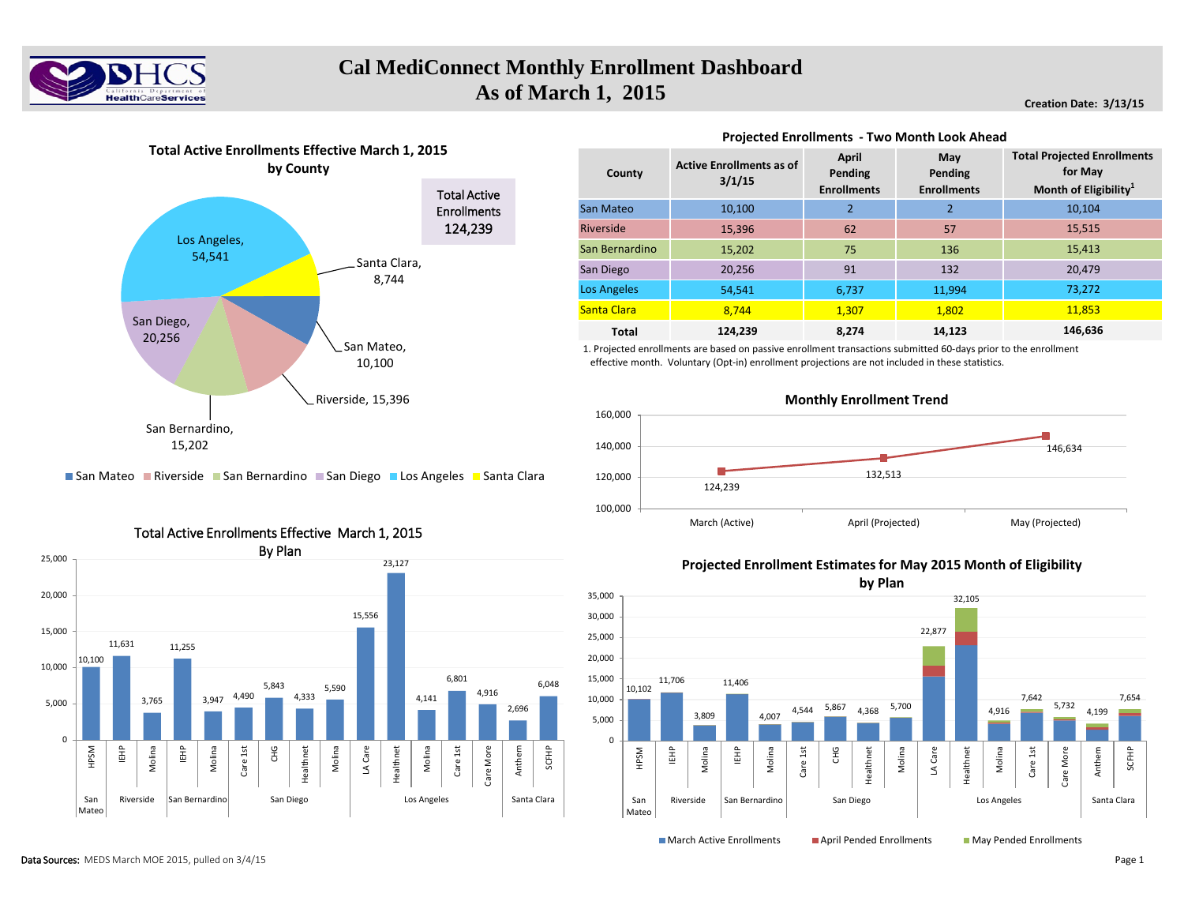# Cal MediConnect Monthly Enrollment Dashboard
## As of March 1, 2015

**Creation Date: 3/13/15**

### Total Active Enrollments Effective March 1, 2015 by County

Total Active Enrollments 124,239

| County | Enrollments |
|---|---|
| Los Angeles | 54,541 |
| Santa Clara | 8,744 |
| San Mateo | 10,100 |
| Riverside | 15,396 |
| San Bernardino | 15,202 |
| San Diego | 20,256 |

### Projected Enrollments - Two Month Look Ahead

| County | Active Enrollments as of 3/1/15 | April Pending Enrollments | May Pending Enrollments | Total Projected Enrollments for May Month of Eligibility[1] |
|---|---|---|---|---|
| San Mateo | 10,100 | 2 | 2 | 10,104 |
| Riverside | 15,396 | 62 | 57 | 15,515 |
| San Bernardino | 15,202 | 75 | 136 | 15,413 |
| San Diego | 20,256 | 91 | 132 | 20,479 |
| Los Angeles | 54,541 | 6,737 | 11,994 | 73,272 |
| Santa Clara | 8,744 | 1,307 | 1,802 | 11,853 |
| **Total** | **124,239** | **8,274** | **14,123** | **146,636** |

1. Projected enrollments are based on passive enrollment transactions submitted 60-days prior to the enrollment effective month. Voluntary (Opt-in) enrollment projections are not included in these statistics.

### Monthly Enrollment Trend

| Month | Enrollments |
|---|---|
| March (Active) | 124,239 |
| April (Projected) | 132,513 |
| May (Projected) | 146,634 |

### Total Active Enrollments Effective March 1, 2015 By Plan

| County | Plan | Enrollments |
|---|---|---|
| San Mateo | HPSM | 10,100 |
| Riverside | IEHP | 11,631 |
| Riverside | Molina | 3,765 |
| San Bernardino | IEHP | 11,255 |
| San Bernardino | Molina | 3,947 |
| San Diego | Care 1st | 4,490 |
| San Diego | CHG | 5,843 |
| San Diego | Healthnet | 4,333 |
| San Diego | Molina | 5,590 |
| Los Angeles | LA Care | 15,556 |
| Los Angeles | Healthnet | 23,127 |
| Los Angeles | Molina | 4,141 |
| Los Angeles | Care 1st | 6,801 |
| Los Angeles | Care More | 4,916 |
| Santa Clara | Anthem | 2,696 |
| Santa Clara | SCFHP | 6,048 |

### Projected Enrollment Estimates for May 2015 Month of Eligibility by Plan

(March Active Enrollments, April Pended Enrollments, May Pended Enrollments)

| County | Plan | Total |
|---|---|---|
| San Mateo | HPSM | 10,102 |
| Riverside | IEHP | 11,706 |
| Riverside | Molina | 3,809 |
| San Bernardino | IEHP | 11,406 |
| San Bernardino | Molina | 4,007 |
| San Diego | Care 1st | 4,544 |
| San Diego | CHG | 5,867 |
| San Diego | Healthnet | 4,368 |
| San Diego | Molina | 5,700 |
| Los Angeles | LA Care | 22,877 |
| Los Angeles | Healthnet | 32,105 |
| Los Angeles | Molina | 4,916 |
| Los Angeles | Care 1st | 7,642 |
| Los Angeles | Care More | 5,732 |
| Santa Clara | Anthem | 4,199 |
| Santa Clara | SCFHP | 7,654 |

**Data Sources:** MEDS March MOE 2015, pulled on 3/4/15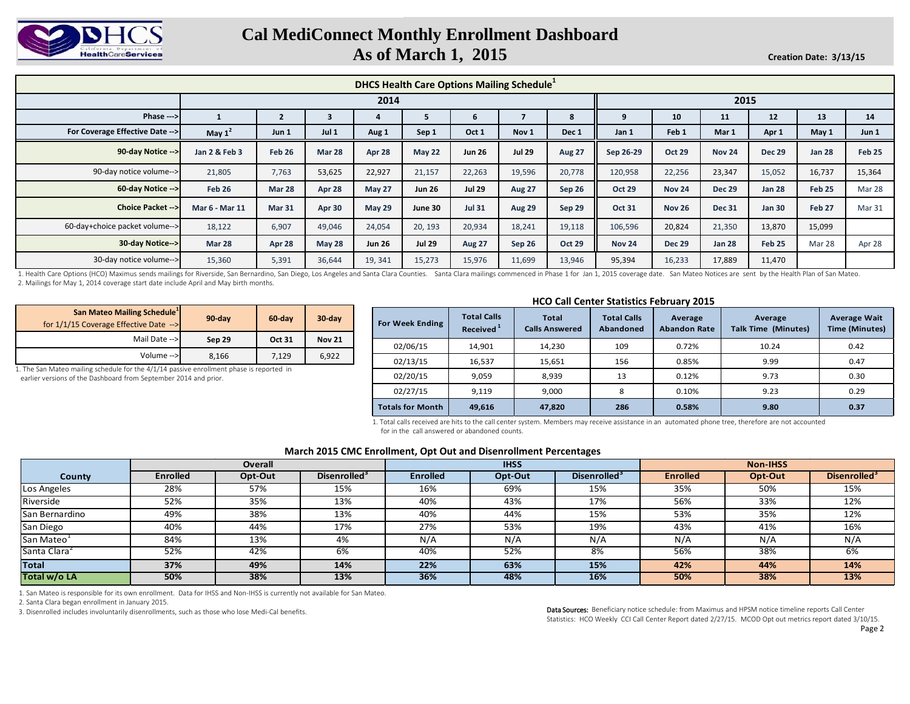# Cal MediConnect Monthly Enrollment Dashboard
# As of March 1, 2015

**Creation Date: 3/13/15**

## DHCS Health Care Options Mailing Schedule[1]

| | 2014 | | | | | | | | 2015 | | | | | |
|---|---|---|---|---|---|---|---|---|---|---|---|---|---|---|
| **Phase --->** | **1** | **2** | **3** | **4** | **5** | **6** | **7** | **8** | **9** | **10** | **11** | **12** | **13** | **14** |
| **For Coverage Effective Date -->** | **May 1[2]** | **Jun 1** | **Jul 1** | **Aug 1** | **Sep 1** | **Oct 1** | **Nov 1** | **Dec 1** | **Jan 1** | **Feb 1** | **Mar 1** | **Apr 1** | **May 1** | **Jun 1** |
| **90-day Notice -->** | **Jan 2 & Feb 3** | **Feb 26** | **Mar 28** | **Apr 28** | **May 22** | **Jun 26** | **Jul 29** | **Aug 27** | **Sep 26-29** | **Oct 29** | **Nov 24** | **Dec 29** | **Jan 28** | **Feb 25** |
| 90-day notice volume--> | 21,805 | 7,763 | 53,625 | 22,927 | 21,157 | 22,263 | 19,596 | 20,778 | 120,958 | 22,256 | 23,347 | 15,052 | 16,737 | 15,364 |
| **60-day Notice -->** | **Feb 26** | **Mar 28** | **Apr 28** | **May 27** | **Jun 26** | **Jul 29** | **Aug 27** | **Sep 26** | **Oct 29** | **Nov 24** | **Dec 29** | **Jan 28** | **Feb 25** | Mar 28 |
| **Choice Packet -->** | **Mar 6 - Mar 11** | **Mar 31** | **Apr 30** | **May 29** | **June 30** | **Jul 31** | **Aug 29** | **Sep 29** | **Oct 31** | **Nov 26** | **Dec 31** | **Jan 30** | **Feb 27** | Mar 31 |
| 60-day+choice packet volume--> | 18,122 | 6,907 | 49,046 | 24,054 | 20, 193 | 20,934 | 18,241 | 19,118 | 106,596 | 20,824 | 21,350 | 13,870 | 15,099 | |
| **30-day Notice-->** | **Mar 28** | **Apr 28** | **May 28** | **Jun 26** | **Jul 29** | **Aug 27** | **Sep 26** | **Oct 29** | **Nov 24** | **Dec 29** | **Jan 28** | **Feb 25** | Mar 28 | Apr 28 |
| 30-day notice volume--> | 15,360 | 5,391 | 36,644 | 19, 341 | 15,273 | 15,976 | 11,699 | 13,946 | 95,394 | 16,233 | 17,889 | 11,470 | | |

1. Health Care Options (HCO) Maximus sends mailings for Riverside, San Bernardino, San Diego, Los Angeles and Santa Clara Counties. Santa Clara mailings commenced in Phase 1 for Jan 1, 2015 coverage date. San Mateo Notices are sent by the Health Plan of San Mateo.
2. Mailings for May 1, 2014 coverage start date include April and May birth months.

| **San Mateo Mailing Schedule[1]** for 1/1/15 Coverage Effective Date --> | **90-day** | **60-day** | **30-day** |
|---|---|---|---|
| Mail Date --> | **Sep 29** | **Oct 31** | **Nov 21** |
| Volume --> | 8,166 | 7,129 | 6,922 |

1. The San Mateo mailing schedule for the 4/1/14 passive enrollment phase is reported in earlier versions of the Dashboard from September 2014 and prior.

## HCO Call Center Statistics February 2015

| For Week Ending | Total Calls Received[1] | Total Calls Answered | Total Calls Abandoned | Average Abandon Rate | Average Talk Time (Minutes) | Average Wait Time (Minutes) |
|---|---|---|---|---|---|---|
| 02/06/15 | 14,901 | 14,230 | 109 | 0.72% | 10.24 | 0.42 |
| 02/13/15 | 16,537 | 15,651 | 156 | 0.85% | 9.99 | 0.47 |
| 02/20/15 | 9,059 | 8,939 | 13 | 0.12% | 9.73 | 0.30 |
| 02/27/15 | 9,119 | 9,000 | 8 | 0.10% | 9.23 | 0.29 |
| **Totals for Month** | **49,616** | **47,820** | **286** | **0.58%** | **9.80** | **0.37** |

1. Total calls received are hits to the call center system. Members may receive assistance in an automated phone tree, therefore are not accounted for in the call answered or abandoned counts.

## March 2015 CMC Enrollment, Opt Out and Disenrollment Percentages

| | Overall | | | IHSS | | | Non-IHSS | | |
|---|---|---|---|---|---|---|---|---|---|
| **County** | **Enrolled** | **Opt-Out** | **Disenrolled[3]** | **Enrolled** | **Opt-Out** | **Disenrolled[3]** | **Enrolled** | **Opt-Out** | **Disenrolled[3]** |
| Los Angeles | 28% | 57% | 15% | 16% | 69% | 15% | 35% | 50% | 15% |
| Riverside | 52% | 35% | 13% | 40% | 43% | 17% | 56% | 33% | 12% |
| San Bernardino | 49% | 38% | 13% | 40% | 44% | 15% | 53% | 35% | 12% |
| San Diego | 40% | 44% | 17% | 27% | 53% | 19% | 43% | 41% | 16% |
| San Mateo[1] | 84% | 13% | 4% | N/A | N/A | N/A | N/A | N/A | N/A |
| Santa Clara[2] | 52% | 42% | 6% | 40% | 52% | 8% | 56% | 38% | 6% |
| **Total** | **37%** | **49%** | **14%** | **22%** | **63%** | **15%** | **42%** | **44%** | **14%** |
| **Total w/o LA** | **50%** | **38%** | **13%** | **36%** | **48%** | **16%** | **50%** | **38%** | **13%** |

1. San Mateo is responsible for its own enrollment. Data for IHSS and Non-IHSS is currently not available for San Mateo.
2. Santa Clara began enrollment in January 2015.
3. Disenrolled includes involuntarily disenrollments, such as those who lose Medi-Cal benefits.

**Data Sources:** Beneficiary notice schedule: from Maximus and HPSM notice timeline reports Call Center Statistics: HCO Weekly CCI Call Center Report dated 2/27/15. MCOD Opt out metrics report dated 3/10/15.